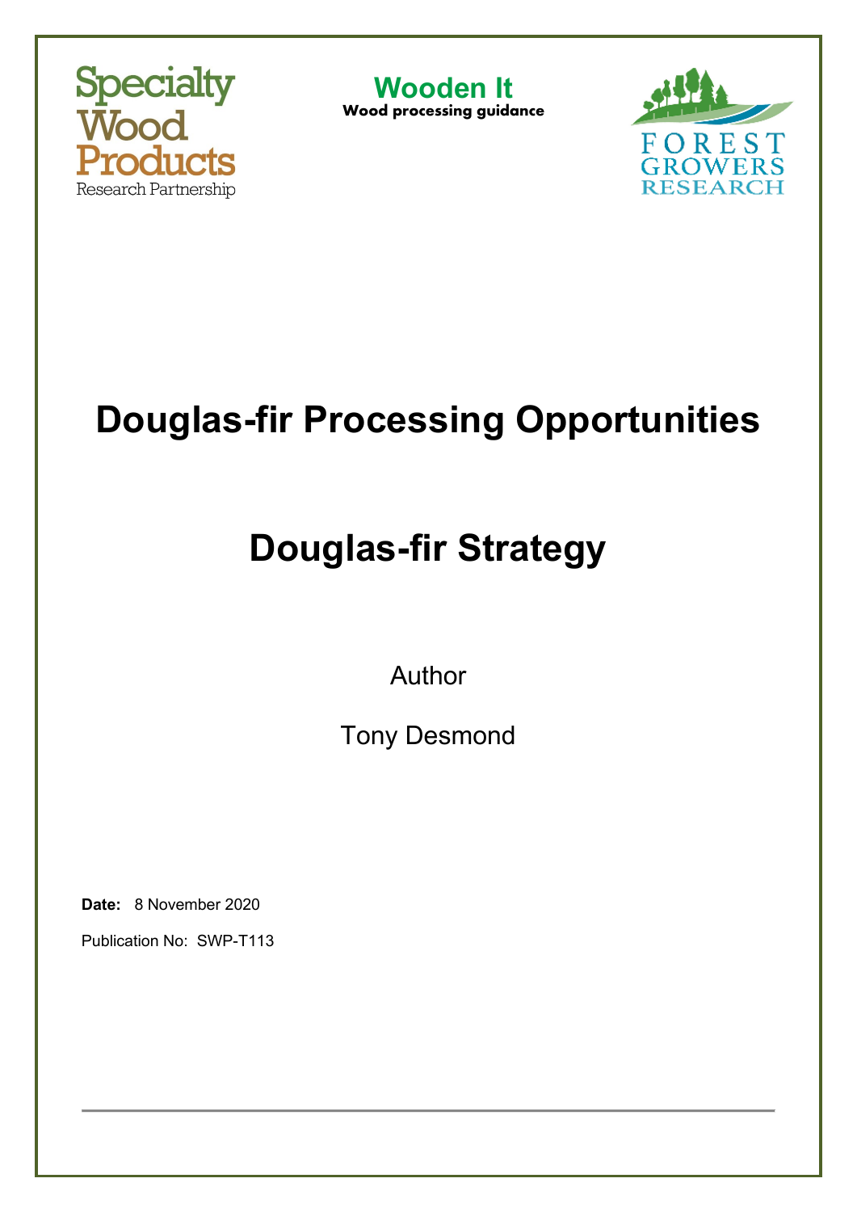Specialty Wood Products Research Partnership

**Wooden It**
**Wood processing guidance**

FOREST GROWERS RESEARCH

# Douglas-fir Processing Opportunities

# Douglas-fir Strategy

Author

Tony Desmond

**Date:** 8 November 2020

Publication No: SWP-T113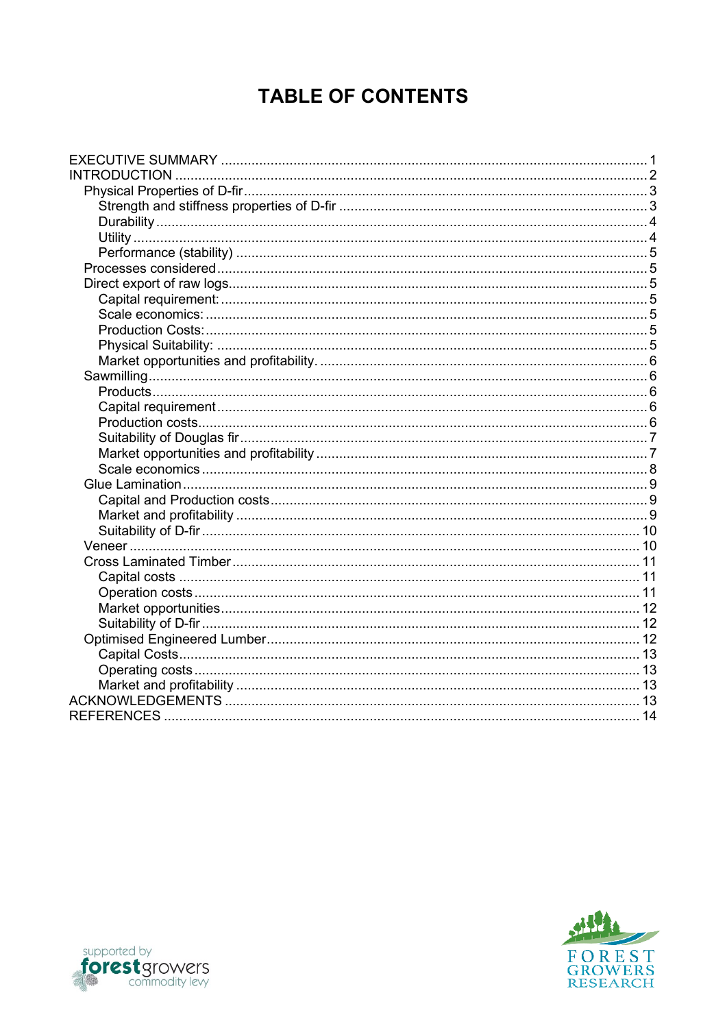# TABLE OF CONTENTS

- EXECUTIVE SUMMARY ..... 1
- INTRODUCTION ..... 2
  - Physical Properties of D-fir ..... 3
    - Strength and stiffness properties of D-fir ..... 3
    - Durability ..... 4
    - Utility ..... 4
    - Performance (stability) ..... 5
  - Processes considered ..... 5
  - Direct export of raw logs ..... 5
    - Capital requirement: ..... 5
    - Scale economics: ..... 5
    - Production Costs: ..... 5
    - Physical Suitability: ..... 5
    - Market opportunities and profitability. ..... 6
  - Sawmilling ..... 6
    - Products ..... 6
    - Capital requirement ..... 6
    - Production costs ..... 6
    - Suitability of Douglas fir ..... 7
    - Market opportunities and profitability ..... 7
    - Scale economics ..... 8
  - Glue Lamination ..... 9
    - Capital and Production costs ..... 9
    - Market and profitability ..... 9
    - Suitability of D-fir ..... 10
  - Veneer ..... 10
  - Cross Laminated Timber ..... 11
    - Capital costs ..... 11
    - Operation costs ..... 11
    - Market opportunities ..... 12
    - Suitability of D-fir ..... 12
  - Optimised Engineered Lumber ..... 12
    - Capital Costs ..... 13
    - Operating costs ..... 13
    - Market and profitability ..... 13
- ACKNOWLEDGEMENTS ..... 13
- REFERENCES ..... 14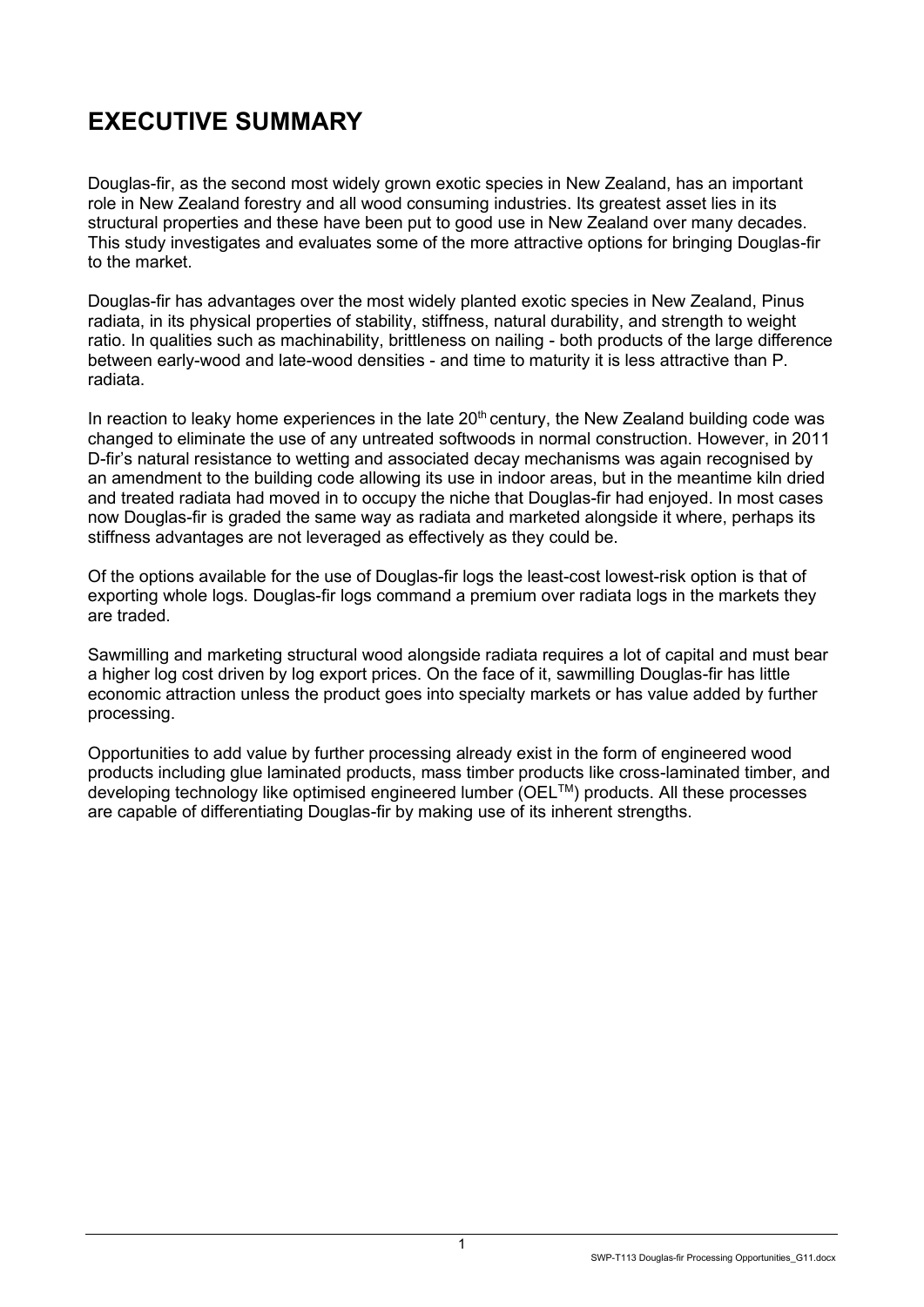# EXECUTIVE SUMMARY

Douglas-fir, as the second most widely grown exotic species in New Zealand, has an important role in New Zealand forestry and all wood consuming industries. Its greatest asset lies in its structural properties and these have been put to good use in New Zealand over many decades. This study investigates and evaluates some of the more attractive options for bringing Douglas-fir to the market.

Douglas-fir has advantages over the most widely planted exotic species in New Zealand, Pinus radiata, in its physical properties of stability, stiffness, natural durability, and strength to weight ratio. In qualities such as machinability, brittleness on nailing - both products of the large difference between early-wood and late-wood densities - and time to maturity it is less attractive than P. radiata.

In reaction to leaky home experiences in the late 20th century, the New Zealand building code was changed to eliminate the use of any untreated softwoods in normal construction. However, in 2011 D-fir's natural resistance to wetting and associated decay mechanisms was again recognised by an amendment to the building code allowing its use in indoor areas, but in the meantime kiln dried and treated radiata had moved in to occupy the niche that Douglas-fir had enjoyed. In most cases now Douglas-fir is graded the same way as radiata and marketed alongside it where, perhaps its stiffness advantages are not leveraged as effectively as they could be.

Of the options available for the use of Douglas-fir logs the least-cost lowest-risk option is that of exporting whole logs. Douglas-fir logs command a premium over radiata logs in the markets they are traded.

Sawmilling and marketing structural wood alongside radiata requires a lot of capital and must bear a higher log cost driven by log export prices. On the face of it, sawmilling Douglas-fir has little economic attraction unless the product goes into specialty markets or has value added by further processing.

Opportunities to add value by further processing already exist in the form of engineered wood products including glue laminated products, mass timber products like cross-laminated timber, and developing technology like optimised engineered lumber (OEL™) products. All these processes are capable of differentiating Douglas-fir by making use of its inherent strengths.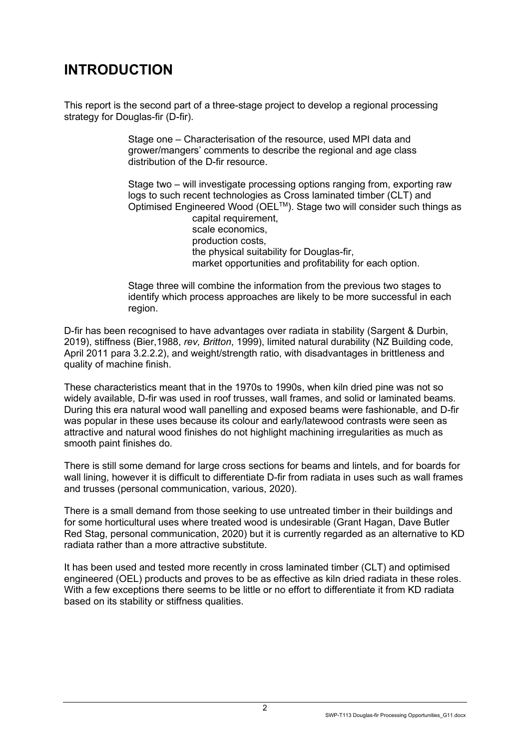# INTRODUCTION

This report is the second part of a three-stage project to develop a regional processing strategy for Douglas-fir (D-fir).

> Stage one – Characterisation of the resource, used MPI data and grower/mangers' comments to describe the regional and age class distribution of the D-fir resource.
>
> Stage two – will investigate processing options ranging from, exporting raw logs to such recent technologies as Cross laminated timber (CLT) and Optimised Engineered Wood (OEL™). Stage two will consider such things as
>
> - capital requirement,
> - scale economics,
> - production costs,
> - the physical suitability for Douglas-fir,
> - market opportunities and profitability for each option.
>
> Stage three will combine the information from the previous two stages to identify which process approaches are likely to be more successful in each region.

D-fir has been recognised to have advantages over radiata in stability (Sargent & Durbin, 2019), stiffness (Bier,1988, *rev, Britton*, 1999), limited natural durability (NZ Building code, April 2011 para 3.2.2.2), and weight/strength ratio, with disadvantages in brittleness and quality of machine finish.

These characteristics meant that in the 1970s to 1990s, when kiln dried pine was not so widely available, D-fir was used in roof trusses, wall frames, and solid or laminated beams. During this era natural wood wall panelling and exposed beams were fashionable, and D-fir was popular in these uses because its colour and early/latewood contrasts were seen as attractive and natural wood finishes do not highlight machining irregularities as much as smooth paint finishes do.

There is still some demand for large cross sections for beams and lintels, and for boards for wall lining, however it is difficult to differentiate D-fir from radiata in uses such as wall frames and trusses (personal communication, various, 2020).

There is a small demand from those seeking to use untreated timber in their buildings and for some horticultural uses where treated wood is undesirable (Grant Hagan, Dave Butler Red Stag, personal communication, 2020) but it is currently regarded as an alternative to KD radiata rather than a more attractive substitute.

It has been used and tested more recently in cross laminated timber (CLT) and optimised engineered (OEL) products and proves to be as effective as kiln dried radiata in these roles. With a few exceptions there seems to be little or no effort to differentiate it from KD radiata based on its stability or stiffness qualities.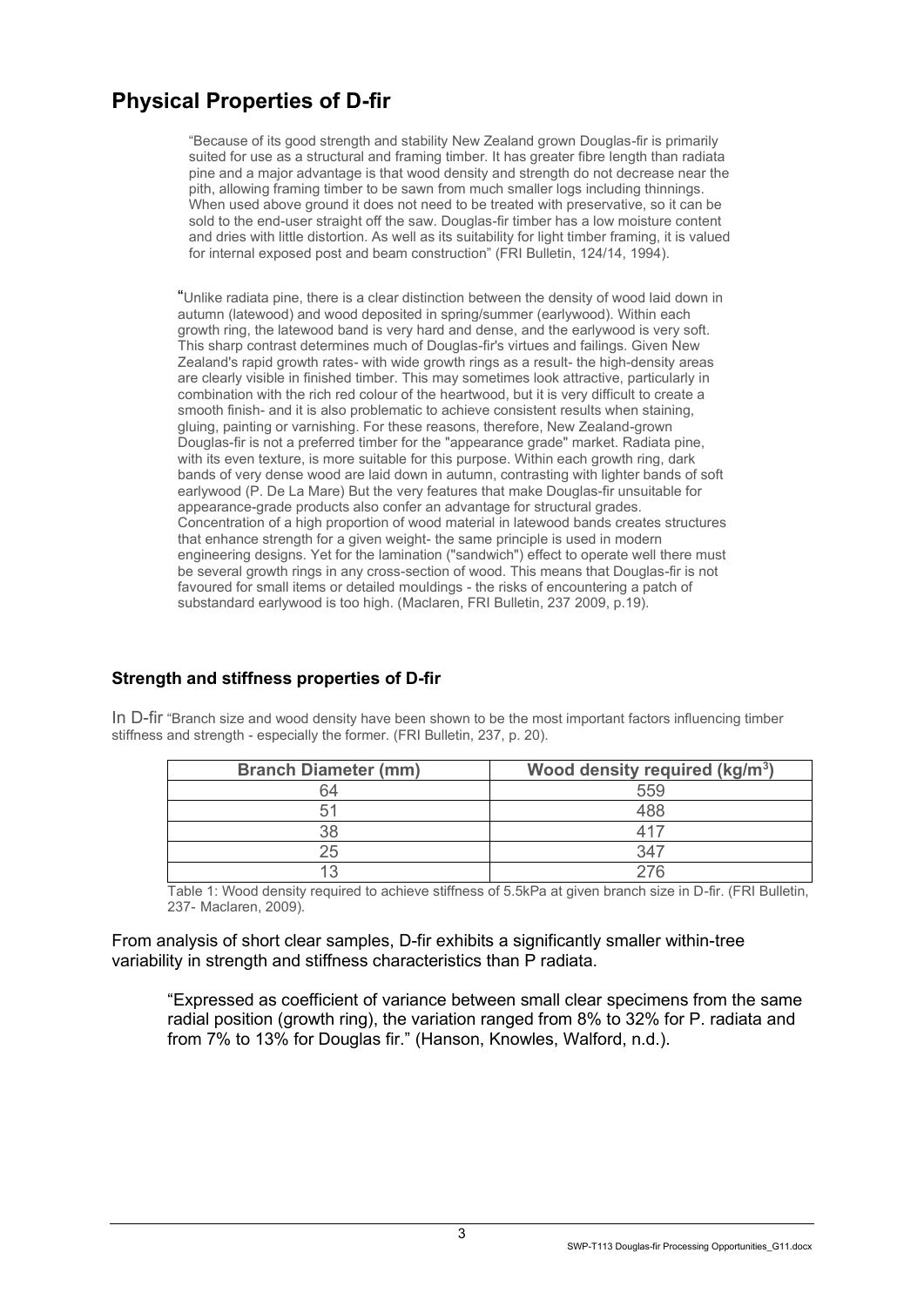## Physical Properties of D-fir

> "Because of its good strength and stability New Zealand grown Douglas-fir is primarily suited for use as a structural and framing timber. It has greater fibre length than radiata pine and a major advantage is that wood density and strength do not decrease near the pith, allowing framing timber to be sawn from much smaller logs including thinnings. When used above ground it does not need to be treated with preservative, so it can be sold to the end-user straight off the saw. Douglas-fir timber has a low moisture content and dries with little distortion. As well as its suitability for light timber framing, it is valued for internal exposed post and beam construction" (FRI Bulletin, 124/14, 1994).

> "Unlike radiata pine, there is a clear distinction between the density of wood laid down in autumn (latewood) and wood deposited in spring/summer (earlywood). Within each growth ring, the latewood band is very hard and dense, and the earlywood is very soft. This sharp contrast determines much of Douglas-fir's virtues and failings. Given New Zealand's rapid growth rates- with wide growth rings as a result- the high-density areas are clearly visible in finished timber. This may sometimes look attractive, particularly in combination with the rich red colour of the heartwood, but it is very difficult to create a smooth finish- and it is also problematic to achieve consistent results when staining, gluing, painting or varnishing. For these reasons, therefore, New Zealand-grown Douglas-fir is not a preferred timber for the "appearance grade" market. Radiata pine, with its even texture, is more suitable for this purpose. Within each growth ring, dark bands of very dense wood are laid down in autumn, contrasting with lighter bands of soft earlywood (P. De La Mare) But the very features that make Douglas-fir unsuitable for appearance-grade products also confer an advantage for structural grades. Concentration of a high proportion of wood material in latewood bands creates structures that enhance strength for a given weight- the same principle is used in modern engineering designs. Yet for the lamination ("sandwich") effect to operate well there must be several growth rings in any cross-section of wood. This means that Douglas-fir is not favoured for small items or detailed mouldings - the risks of encountering a patch of substandard earlywood is too high. (Maclaren, FRI Bulletin, 237 2009, p.19).

### Strength and stiffness properties of D-fir

In D-fir "Branch size and wood density have been shown to be the most important factors influencing timber stiffness and strength - especially the former. (FRI Bulletin, 237, p. 20).

| Branch Diameter (mm) | Wood density required (kg/m$^3$) |
|---|---|
| 64 | 559 |
| 51 | 488 |
| 38 | 417 |
| 25 | 347 |
| 13 | 276 |

Table 1: Wood density required to achieve stiffness of 5.5kPa at given branch size in D-fir. (FRI Bulletin, 237- Maclaren, 2009).

From analysis of short clear samples, D-fir exhibits a significantly smaller within-tree variability in strength and stiffness characteristics than P radiata.

> "Expressed as coefficient of variance between small clear specimens from the same radial position (growth ring), the variation ranged from 8% to 32% for P. radiata and from 7% to 13% for Douglas fir." (Hanson, Knowles, Walford, n.d.).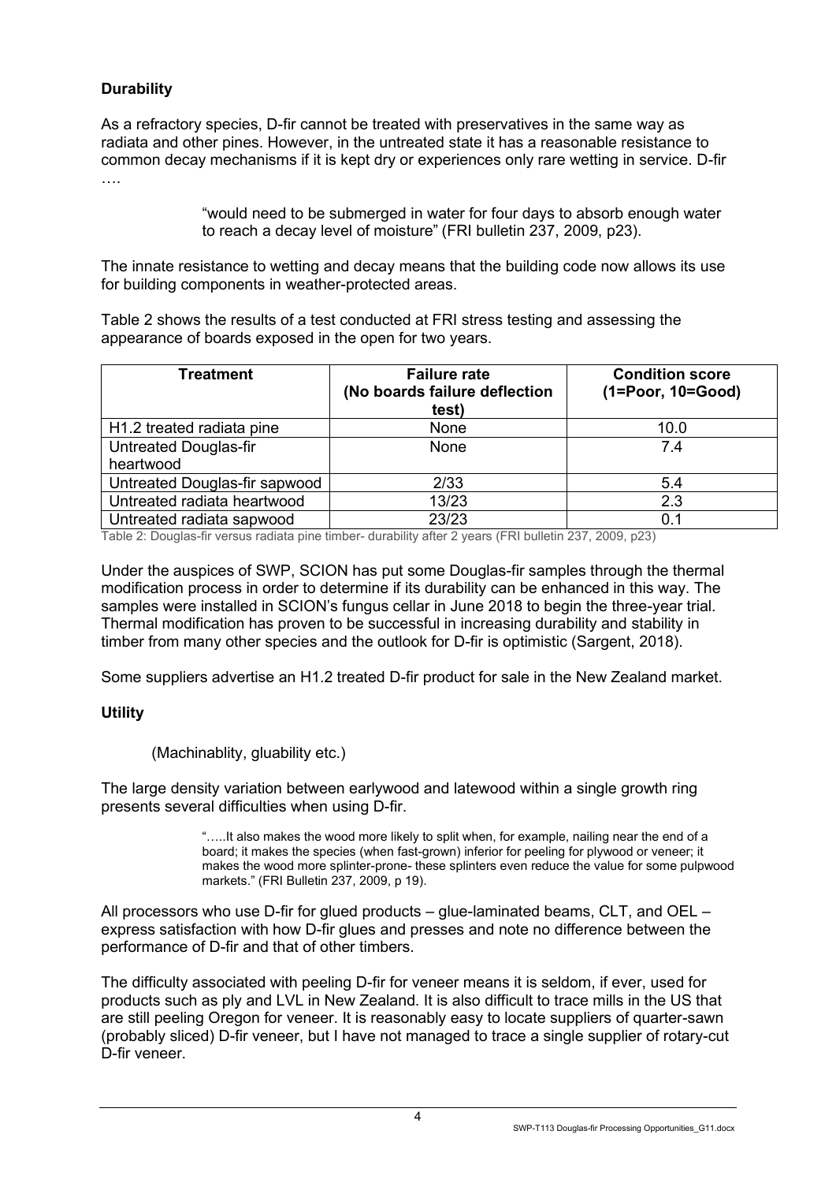**Durability**

As a refractory species, D-fir cannot be treated with preservatives in the same way as radiata and other pines. However, in the untreated state it has a reasonable resistance to common decay mechanisms if it is kept dry or experiences only rare wetting in service. D-fir ….

> "would need to be submerged in water for four days to absorb enough water to reach a decay level of moisture" (FRI bulletin 237, 2009, p23).

The innate resistance to wetting and decay means that the building code now allows its use for building components in weather-protected areas.

Table 2 shows the results of a test conducted at FRI stress testing and assessing the appearance of boards exposed in the open for two years.

| Treatment | Failure rate (No boards failure deflection test) | Condition score (1=Poor, 10=Good) |
|---|---|---|
| H1.2 treated radiata pine | None | 10.0 |
| Untreated Douglas-fir heartwood | None | 7.4 |
| Untreated Douglas-fir sapwood | 2/33 | 5.4 |
| Untreated radiata heartwood | 13/23 | 2.3 |
| Untreated radiata sapwood | 23/23 | 0.1 |

Table 2: Douglas-fir versus radiata pine timber- durability after 2 years (FRI bulletin 237, 2009, p23)

Under the auspices of SWP, SCION has put some Douglas-fir samples through the thermal modification process in order to determine if its durability can be enhanced in this way. The samples were installed in SCION's fungus cellar in June 2018 to begin the three-year trial. Thermal modification has proven to be successful in increasing durability and stability in timber from many other species and the outlook for D-fir is optimistic (Sargent, 2018).

Some suppliers advertise an H1.2 treated D-fir product for sale in the New Zealand market.

**Utility**

(Machinablity, gluability etc.)

The large density variation between earlywood and latewood within a single growth ring presents several difficulties when using D-fir.

> "…..It also makes the wood more likely to split when, for example, nailing near the end of a board; it makes the species (when fast-grown) inferior for peeling for plywood or veneer; it makes the wood more splinter-prone- these splinters even reduce the value for some pulpwood markets." (FRI Bulletin 237, 2009, p 19).

All processors who use D-fir for glued products – glue-laminated beams, CLT, and OEL – express satisfaction with how D-fir glues and presses and note no difference between the performance of D-fir and that of other timbers.

The difficulty associated with peeling D-fir for veneer means it is seldom, if ever, used for products such as ply and LVL in New Zealand. It is also difficult to trace mills in the US that are still peeling Oregon for veneer. It is reasonably easy to locate suppliers of quarter-sawn (probably sliced) D-fir veneer, but I have not managed to trace a single supplier of rotary-cut D-fir veneer.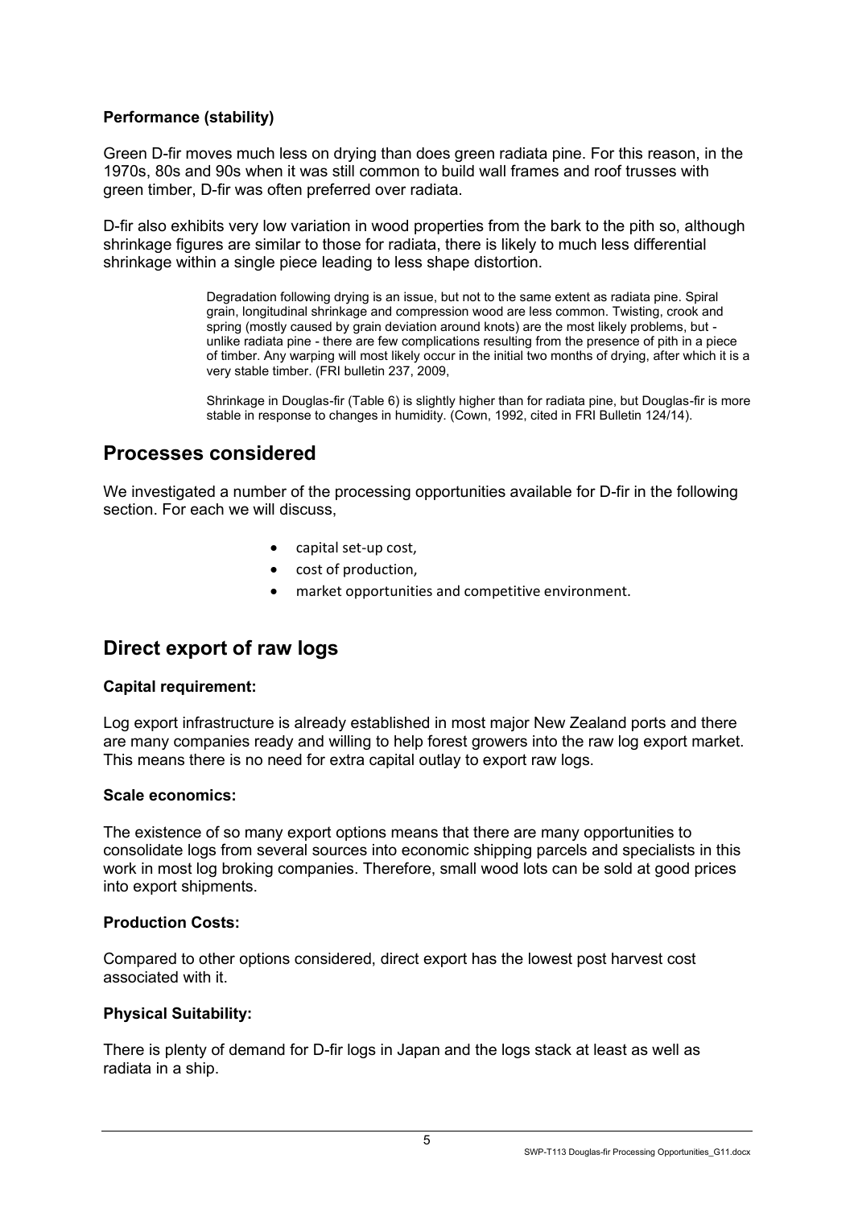**Performance (stability)**

Green D-fir moves much less on drying than does green radiata pine. For this reason, in the 1970s, 80s and 90s when it was still common to build wall frames and roof trusses with green timber, D-fir was often preferred over radiata.

D-fir also exhibits very low variation in wood properties from the bark to the pith so, although shrinkage figures are similar to those for radiata, there is likely to much less differential shrinkage within a single piece leading to less shape distortion.

> Degradation following drying is an issue, but not to the same extent as radiata pine. Spiral grain, longitudinal shrinkage and compression wood are less common. Twisting, crook and spring (mostly caused by grain deviation around knots) are the most likely problems, but - unlike radiata pine - there are few complications resulting from the presence of pith in a piece of timber. Any warping will most likely occur in the initial two months of drying, after which it is a very stable timber. (FRI bulletin 237, 2009,
>
> Shrinkage in Douglas-fir (Table 6) is slightly higher than for radiata pine, but Douglas-fir is more stable in response to changes in humidity. (Cown, 1992, cited in FRI Bulletin 124/14).

## Processes considered

We investigated a number of the processing opportunities available for D-fir in the following section. For each we will discuss,

- capital set-up cost,
- cost of production,
- market opportunities and competitive environment.

## Direct export of raw logs

**Capital requirement:**

Log export infrastructure is already established in most major New Zealand ports and there are many companies ready and willing to help forest growers into the raw log export market. This means there is no need for extra capital outlay to export raw logs.

**Scale economics:**

The existence of so many export options means that there are many opportunities to consolidate logs from several sources into economic shipping parcels and specialists in this work in most log broking companies. Therefore, small wood lots can be sold at good prices into export shipments.

**Production Costs:**

Compared to other options considered, direct export has the lowest post harvest cost associated with it.

**Physical Suitability:**

There is plenty of demand for D-fir logs in Japan and the logs stack at least as well as radiata in a ship.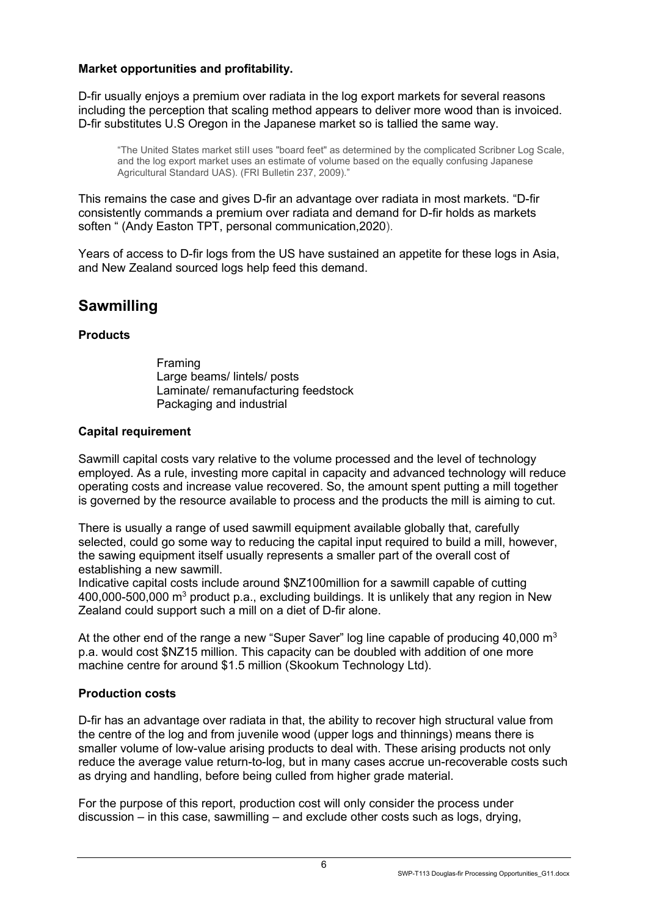**Market opportunities and profitability.**

D-fir usually enjoys a premium over radiata in the log export markets for several reasons including the perception that scaling method appears to deliver more wood than is invoiced. D-fir substitutes U.S Oregon in the Japanese market so is tallied the same way.

> "The United States market still uses "board feet" as determined by the complicated Scribner Log Scale, and the log export market uses an estimate of volume based on the equally confusing Japanese Agricultural Standard UAS). (FRI Bulletin 237, 2009)."

This remains the case and gives D-fir an advantage over radiata in most markets. "D-fir consistently commands a premium over radiata and demand for D-fir holds as markets soften " (Andy Easton TPT, personal communication,2020).

Years of access to D-fir logs from the US have sustained an appetite for these logs in Asia, and New Zealand sourced logs help feed this demand.

## Sawmilling

**Products**

- Framing
- Large beams/ lintels/ posts
- Laminate/ remanufacturing feedstock
- Packaging and industrial

**Capital requirement**

Sawmill capital costs vary relative to the volume processed and the level of technology employed. As a rule, investing more capital in capacity and advanced technology will reduce operating costs and increase value recovered. So, the amount spent putting a mill together is governed by the resource available to process and the products the mill is aiming to cut.

There is usually a range of used sawmill equipment available globally that, carefully selected, could go some way to reducing the capital input required to build a mill, however, the sawing equipment itself usually represents a smaller part of the overall cost of establishing a new sawmill.

Indicative capital costs include around $NZ100million for a sawmill capable of cutting 400,000-500,000 $m^3$ product p.a., excluding buildings. It is unlikely that any region in New Zealand could support such a mill on a diet of D-fir alone.

At the other end of the range a new "Super Saver" log line capable of producing 40,000 $m^3$ p.a. would cost $NZ15 million. This capacity can be doubled with addition of one more machine centre for around $1.5 million (Skookum Technology Ltd).

**Production costs**

D-fir has an advantage over radiata in that, the ability to recover high structural value from the centre of the log and from juvenile wood (upper logs and thinnings) means there is smaller volume of low-value arising products to deal with. These arising products not only reduce the average value return-to-log, but in many cases accrue un-recoverable costs such as drying and handling, before being culled from higher grade material.

For the purpose of this report, production cost will only consider the process under discussion – in this case, sawmilling – and exclude other costs such as logs, drying,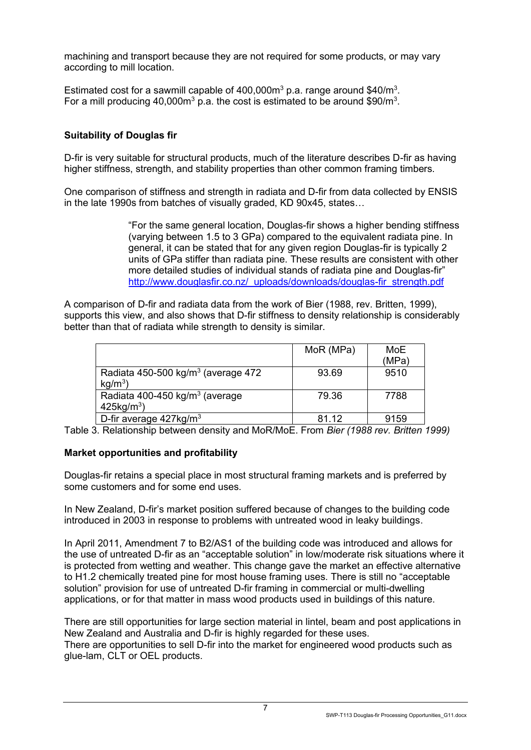machining and transport because they are not required for some products, or may vary according to mill location.

Estimated cost for a sawmill capable of 400,000m$^3$ p.a. range around \$40/m$^3$. For a mill producing 40,000m$^3$ p.a. the cost is estimated to be around \$90/m$^3$.

### Suitability of Douglas fir

D-fir is very suitable for structural products, much of the literature describes D-fir as having higher stiffness, strength, and stability properties than other common framing timbers.

One comparison of stiffness and strength in radiata and D-fir from data collected by ENSIS in the late 1990s from batches of visually graded, KD 90x45, states…

> "For the same general location, Douglas-fir shows a higher bending stiffness (varying between 1.5 to 3 GPa) compared to the equivalent radiata pine. In general, it can be stated that for any given region Douglas-fir is typically 2 units of GPa stiffer than radiata pine. These results are consistent with other more detailed studies of individual stands of radiata pine and Douglas-fir" http://www.douglasfir.co.nz/_uploads/downloads/douglas-fir_strength.pdf

A comparison of D-fir and radiata data from the work of Bier (1988, rev. Britten, 1999), supports this view, and also shows that D-fir stiffness to density relationship is considerably better than that of radiata while strength to density is similar.

| | MoR (MPa) | MoE (MPa) |
|---|---|---|
| Radiata 450-500 kg/m$^3$ (average 472 kg/m$^3$) | 93.69 | 9510 |
| Radiata 400-450 kg/m$^3$ (average 425kg/m$^3$) | 79.36 | 7788 |
| D-fir average 427kg/m$^3$ | 81.12 | 9159 |

Table 3. Relationship between density and MoR/MoE. From *Bier (1988 rev. Britten 1999)*

### Market opportunities and profitability

Douglas-fir retains a special place in most structural framing markets and is preferred by some customers and for some end uses.

In New Zealand, D-fir's market position suffered because of changes to the building code introduced in 2003 in response to problems with untreated wood in leaky buildings.

In April 2011, Amendment 7 to B2/AS1 of the building code was introduced and allows for the use of untreated D-fir as an "acceptable solution" in low/moderate risk situations where it is protected from wetting and weather. This change gave the market an effective alternative to H1.2 chemically treated pine for most house framing uses. There is still no "acceptable solution" provision for use of untreated D-fir framing in commercial or multi-dwelling applications, or for that matter in mass wood products used in buildings of this nature.

There are still opportunities for large section material in lintel, beam and post applications in New Zealand and Australia and D-fir is highly regarded for these uses.
There are opportunities to sell D-fir into the market for engineered wood products such as glue-lam, CLT or OEL products.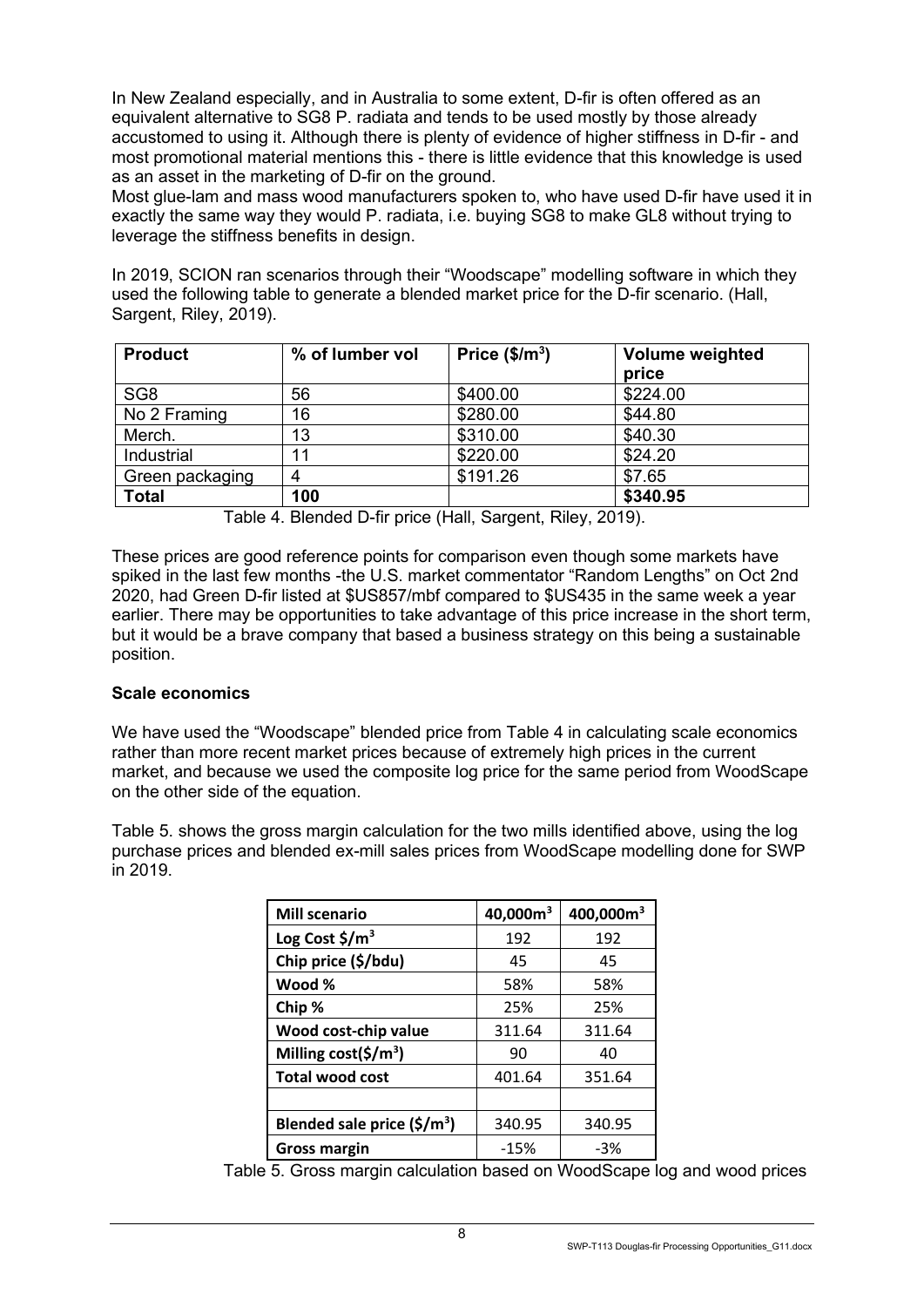In New Zealand especially, and in Australia to some extent, D-fir is often offered as an equivalent alternative to SG8 P. radiata and tends to be used mostly by those already accustomed to using it. Although there is plenty of evidence of higher stiffness in D-fir - and most promotional material mentions this - there is little evidence that this knowledge is used as an asset in the marketing of D-fir on the ground.

Most glue-lam and mass wood manufacturers spoken to, who have used D-fir have used it in exactly the same way they would P. radiata, i.e. buying SG8 to make GL8 without trying to leverage the stiffness benefits in design.

In 2019, SCION ran scenarios through their "Woodscape" modelling software in which they used the following table to generate a blended market price for the D-fir scenario. (Hall, Sargent, Riley, 2019).

| Product | % of lumber vol | Price ($/m$^3$) | Volume weighted price |
|---|---|---|---|
| SG8 | 56 | $400.00 | $224.00 |
| No 2 Framing | 16 | $280.00 | $44.80 |
| Merch. | 13 | $310.00 | $40.30 |
| Industrial | 11 | $220.00 | $24.20 |
| Green packaging | 4 | $191.26 | $7.65 |
| **Total** | **100** | | **$340.95** |

Table 4. Blended D-fir price (Hall, Sargent, Riley, 2019).

These prices are good reference points for comparison even though some markets have spiked in the last few months -the U.S. market commentator "Random Lengths" on Oct 2nd 2020, had Green D-fir listed at $US857/mbf compared to $US435 in the same week a year earlier. There may be opportunities to take advantage of this price increase in the short term, but it would be a brave company that based a business strategy on this being a sustainable position.

**Scale economics**

We have used the "Woodscape" blended price from Table 4 in calculating scale economics rather than more recent market prices because of extremely high prices in the current market, and because we used the composite log price for the same period from WoodScape on the other side of the equation.

Table 5. shows the gross margin calculation for the two mills identified above, using the log purchase prices and blended ex-mill sales prices from WoodScape modelling done for SWP in 2019.

| **Mill scenario** | **40,000m$^3$** | **400,000m$^3$** |
|---|---|---|
| **Log Cost $/m$^3$** | 192 | 192 |
| **Chip price ($/bdu)** | 45 | 45 |
| **Wood %** | 58% | 58% |
| **Chip %** | 25% | 25% |
| **Wood cost-chip value** | 311.64 | 311.64 |
| **Milling cost($/m$^3$)** | 90 | 40 |
| **Total wood cost** | 401.64 | 351.64 |
| | | |
| **Blended sale price ($/m$^3$)** | 340.95 | 340.95 |
| **Gross margin** | -15% | -3% |

Table 5. Gross margin calculation based on WoodScape log and wood prices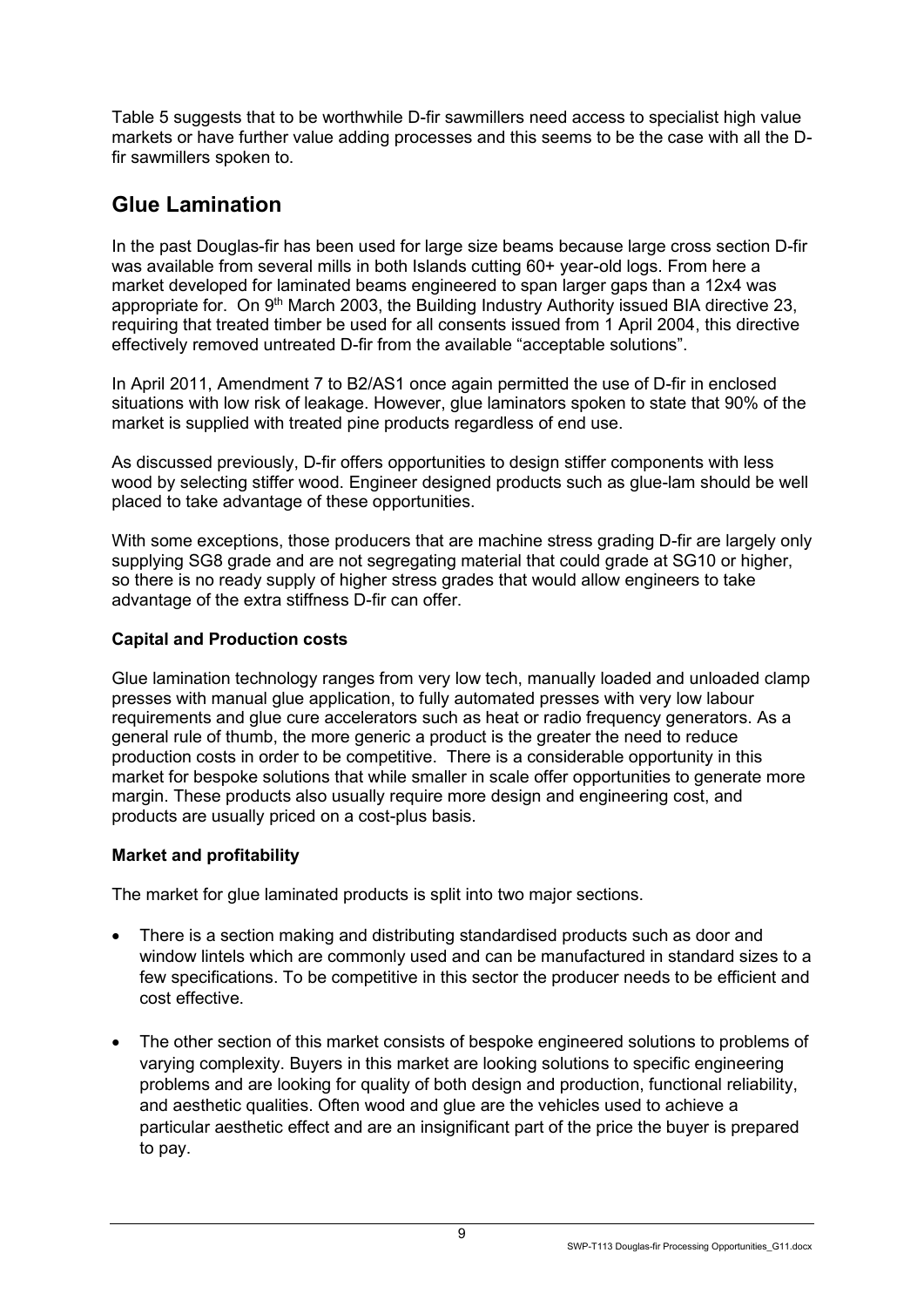Table 5 suggests that to be worthwhile D-fir sawmillers need access to specialist high value markets or have further value adding processes and this seems to be the case with all the D-fir sawmillers spoken to.

## Glue Lamination

In the past Douglas-fir has been used for large size beams because large cross section D-fir was available from several mills in both Islands cutting 60+ year-old logs. From here a market developed for laminated beams engineered to span larger gaps than a 12x4 was appropriate for. On 9th March 2003, the Building Industry Authority issued BIA directive 23, requiring that treated timber be used for all consents issued from 1 April 2004, this directive effectively removed untreated D-fir from the available "acceptable solutions".

In April 2011, Amendment 7 to B2/AS1 once again permitted the use of D-fir in enclosed situations with low risk of leakage. However, glue laminators spoken to state that 90% of the market is supplied with treated pine products regardless of end use.

As discussed previously, D-fir offers opportunities to design stiffer components with less wood by selecting stiffer wood. Engineer designed products such as glue-lam should be well placed to take advantage of these opportunities.

With some exceptions, those producers that are machine stress grading D-fir are largely only supplying SG8 grade and are not segregating material that could grade at SG10 or higher, so there is no ready supply of higher stress grades that would allow engineers to take advantage of the extra stiffness D-fir can offer.

**Capital and Production costs**

Glue lamination technology ranges from very low tech, manually loaded and unloaded clamp presses with manual glue application, to fully automated presses with very low labour requirements and glue cure accelerators such as heat or radio frequency generators. As a general rule of thumb, the more generic a product is the greater the need to reduce production costs in order to be competitive. There is a considerable opportunity in this market for bespoke solutions that while smaller in scale offer opportunities to generate more margin. These products also usually require more design and engineering cost, and products are usually priced on a cost-plus basis.

**Market and profitability**

The market for glue laminated products is split into two major sections.

- There is a section making and distributing standardised products such as door and window lintels which are commonly used and can be manufactured in standard sizes to a few specifications. To be competitive in this sector the producer needs to be efficient and cost effective.
- The other section of this market consists of bespoke engineered solutions to problems of varying complexity. Buyers in this market are looking solutions to specific engineering problems and are looking for quality of both design and production, functional reliability, and aesthetic qualities. Often wood and glue are the vehicles used to achieve a particular aesthetic effect and are an insignificant part of the price the buyer is prepared to pay.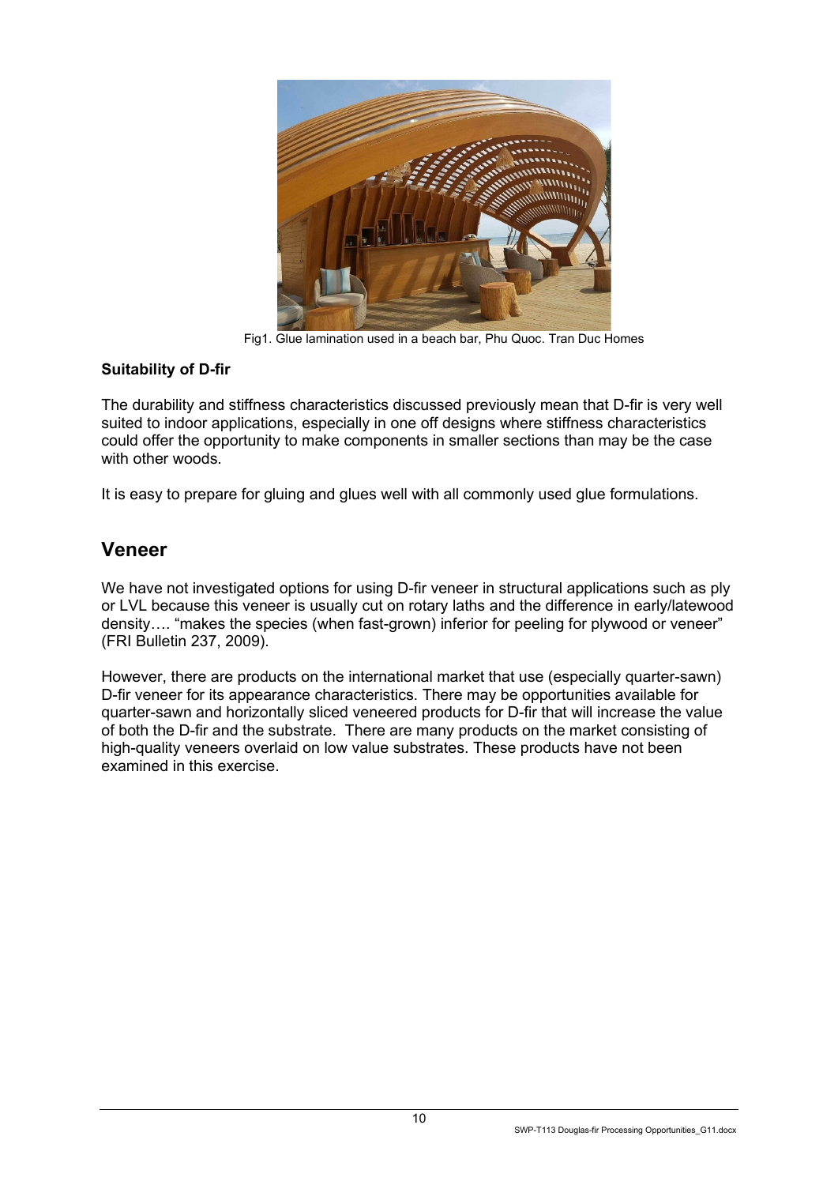Fig1. Glue lamination used in a beach bar, Phu Quoc. Tran Duc Homes

**Suitability of D-fir**

The durability and stiffness characteristics discussed previously mean that D-fir is very well suited to indoor applications, especially in one off designs where stiffness characteristics could offer the opportunity to make components in smaller sections than may be the case with other woods.

It is easy to prepare for gluing and glues well with all commonly used glue formulations.

## Veneer

We have not investigated options for using D-fir veneer in structural applications such as ply or LVL because this veneer is usually cut on rotary laths and the difference in early/latewood density…. "makes the species (when fast-grown) inferior for peeling for plywood or veneer" (FRI Bulletin 237, 2009).

However, there are products on the international market that use (especially quarter-sawn) D-fir veneer for its appearance characteristics. There may be opportunities available for quarter-sawn and horizontally sliced veneered products for D-fir that will increase the value of both the D-fir and the substrate. There are many products on the market consisting of high-quality veneers overlaid on low value substrates. These products have not been examined in this exercise.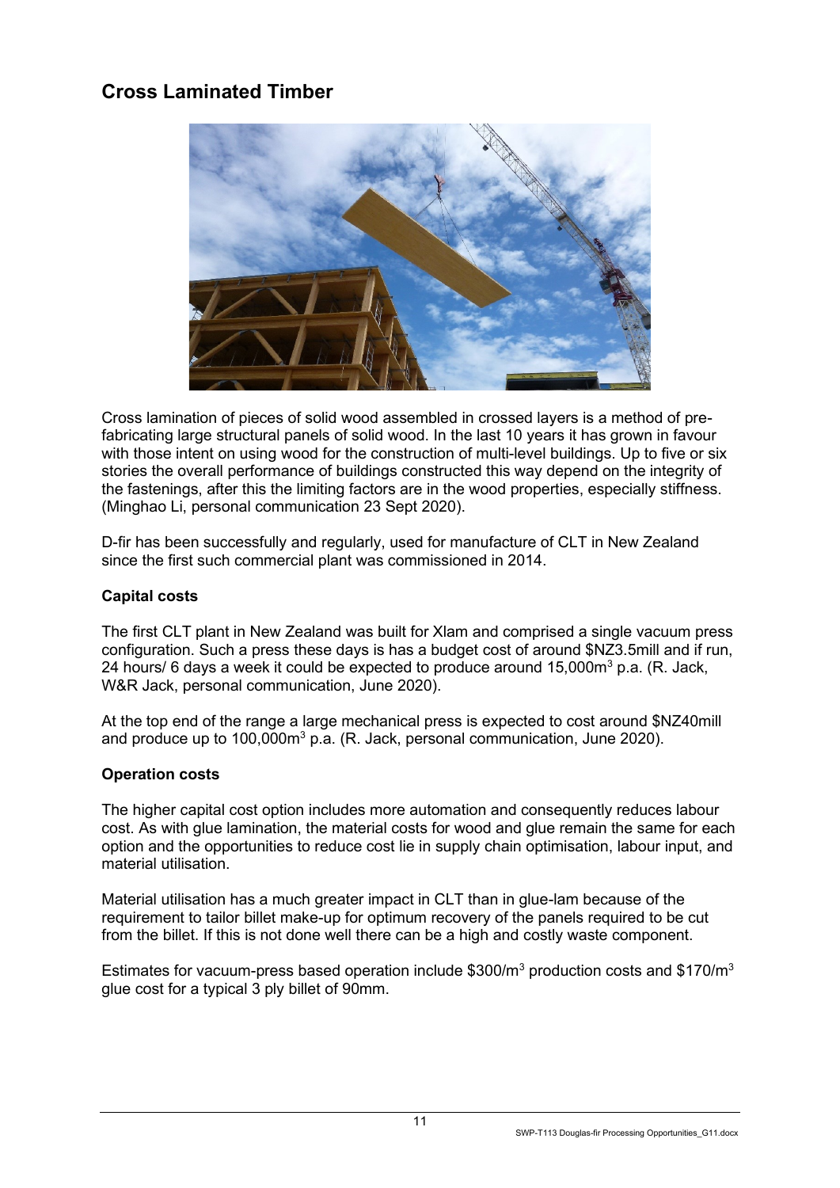## Cross Laminated Timber

Cross lamination of pieces of solid wood assembled in crossed layers is a method of pre-fabricating large structural panels of solid wood. In the last 10 years it has grown in favour with those intent on using wood for the construction of multi-level buildings. Up to five or six stories the overall performance of buildings constructed this way depend on the integrity of the fastenings, after this the limiting factors are in the wood properties, especially stiffness. (Minghao Li, personal communication 23 Sept 2020).

D-fir has been successfully and regularly, used for manufacture of CLT in New Zealand since the first such commercial plant was commissioned in 2014.

### Capital costs

The first CLT plant in New Zealand was built for Xlam and comprised a single vacuum press configuration. Such a press these days is has a budget cost of around \$NZ3.5mill and if run, 24 hours/ 6 days a week it could be expected to produce around 15,000m$^3$ p.a. (R. Jack, W&R Jack, personal communication, June 2020).

At the top end of the range a large mechanical press is expected to cost around \$NZ40mill and produce up to 100,000m$^3$ p.a. (R. Jack, personal communication, June 2020).

### Operation costs

The higher capital cost option includes more automation and consequently reduces labour cost. As with glue lamination, the material costs for wood and glue remain the same for each option and the opportunities to reduce cost lie in supply chain optimisation, labour input, and material utilisation.

Material utilisation has a much greater impact in CLT than in glue-lam because of the requirement to tailor billet make-up for optimum recovery of the panels required to be cut from the billet. If this is not done well there can be a high and costly waste component.

Estimates for vacuum-press based operation include \$300/m$^3$ production costs and \$170/m$^3$ glue cost for a typical 3 ply billet of 90mm.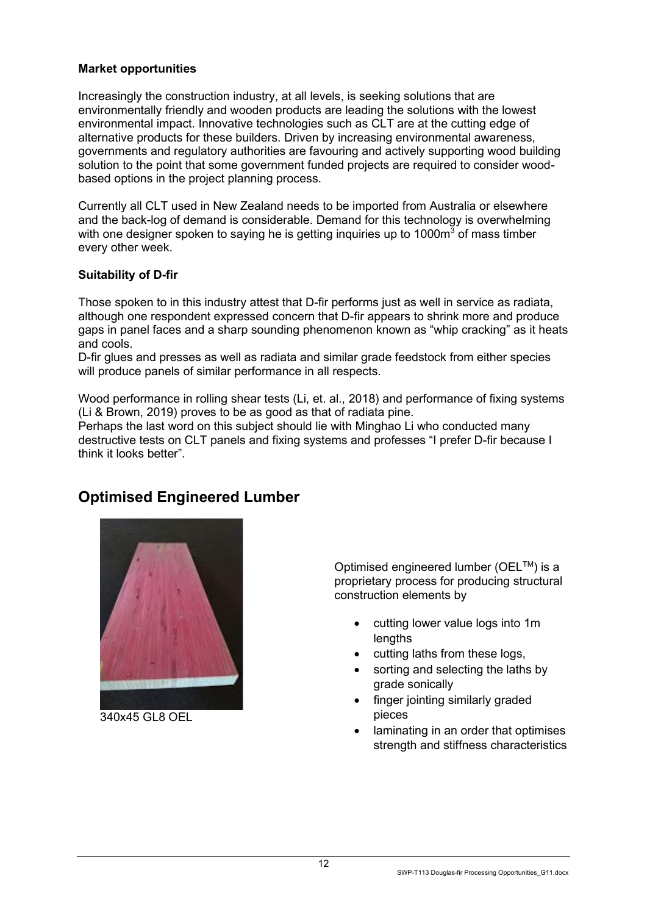**Market opportunities**

Increasingly the construction industry, at all levels, is seeking solutions that are environmentally friendly and wooden products are leading the solutions with the lowest environmental impact. Innovative technologies such as CLT are at the cutting edge of alternative products for these builders. Driven by increasing environmental awareness, governments and regulatory authorities are favouring and actively supporting wood building solution to the point that some government funded projects are required to consider wood-based options in the project planning process.

Currently all CLT used in New Zealand needs to be imported from Australia or elsewhere and the back-log of demand is considerable. Demand for this technology is overwhelming with one designer spoken to saying he is getting inquiries up to 1000m$^3$ of mass timber every other week.

**Suitability of D-fir**

Those spoken to in this industry attest that D-fir performs just as well in service as radiata, although one respondent expressed concern that D-fir appears to shrink more and produce gaps in panel faces and a sharp sounding phenomenon known as "whip cracking" as it heats and cools.

D-fir glues and presses as well as radiata and similar grade feedstock from either species will produce panels of similar performance in all respects.

Wood performance in rolling shear tests (Li, et. al., 2018) and performance of fixing systems (Li & Brown, 2019) proves to be as good as that of radiata pine.

Perhaps the last word on this subject should lie with Minghao Li who conducted many destructive tests on CLT panels and fixing systems and professes "I prefer D-fir because I think it looks better".

## Optimised Engineered Lumber

340x45 GL8 OEL

Optimised engineered lumber (OEL$^{TM}$) is a proprietary process for producing structural construction elements by

- cutting lower value logs into 1m lengths
- cutting laths from these logs,
- sorting and selecting the laths by grade sonically
- finger jointing similarly graded pieces
- laminating in an order that optimises strength and stiffness characteristics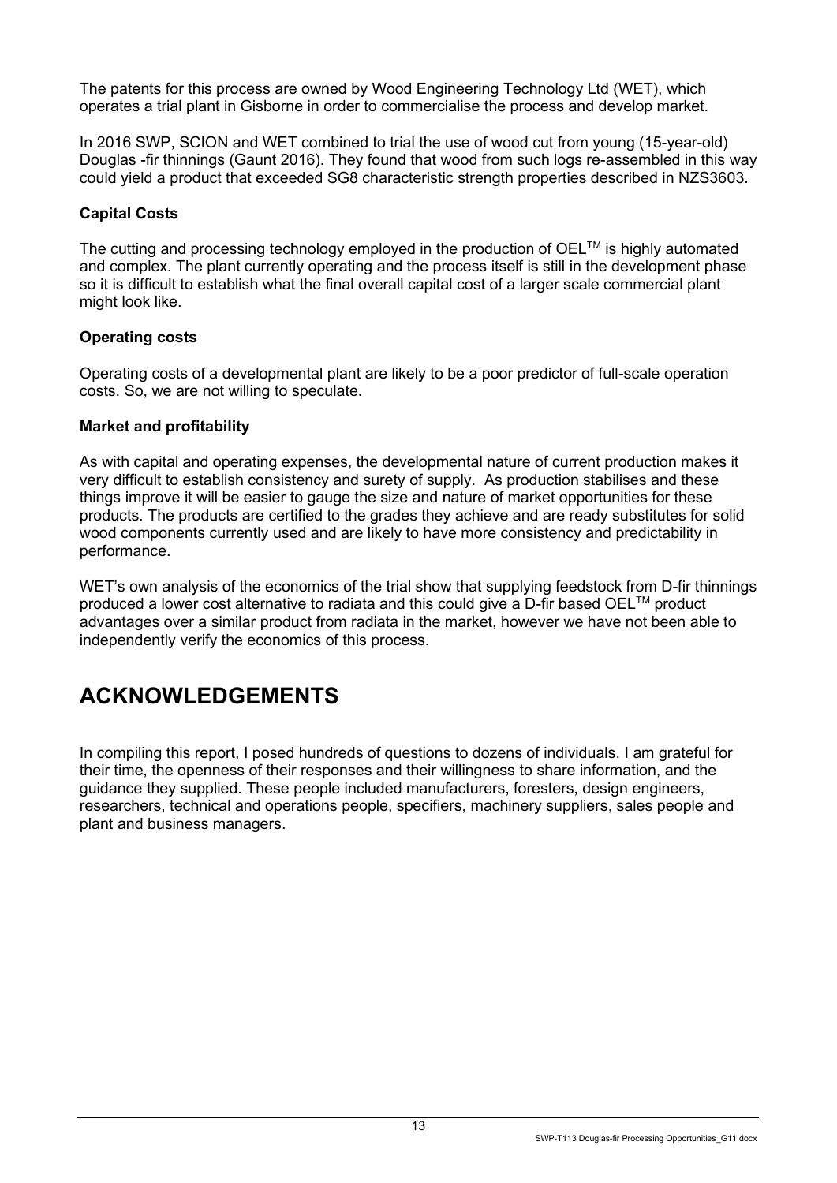The patents for this process are owned by Wood Engineering Technology Ltd (WET), which operates a trial plant in Gisborne in order to commercialise the process and develop market.

In 2016 SWP, SCION and WET combined to trial the use of wood cut from young (15-year-old) Douglas -fir thinnings (Gaunt 2016). They found that wood from such logs re-assembled in this way could yield a product that exceeded SG8 characteristic strength properties described in NZS3603.

**Capital Costs**

The cutting and processing technology employed in the production of OEL$^{TM}$ is highly automated and complex. The plant currently operating and the process itself is still in the development phase so it is difficult to establish what the final overall capital cost of a larger scale commercial plant might look like.

**Operating costs**

Operating costs of a developmental plant are likely to be a poor predictor of full-scale operation costs. So, we are not willing to speculate.

**Market and profitability**

As with capital and operating expenses, the developmental nature of current production makes it very difficult to establish consistency and surety of supply. As production stabilises and these things improve it will be easier to gauge the size and nature of market opportunities for these products. The products are certified to the grades they achieve and are ready substitutes for solid wood components currently used and are likely to have more consistency and predictability in performance.

WET's own analysis of the economics of the trial show that supplying feedstock from D-fir thinnings produced a lower cost alternative to radiata and this could give a D-fir based OEL$^{TM}$ product advantages over a similar product from radiata in the market, however we have not been able to independently verify the economics of this process.

# ACKNOWLEDGEMENTS

In compiling this report, I posed hundreds of questions to dozens of individuals. I am grateful for their time, the openness of their responses and their willingness to share information, and the guidance they supplied. These people included manufacturers, foresters, design engineers, researchers, technical and operations people, specifiers, machinery suppliers, sales people and plant and business managers.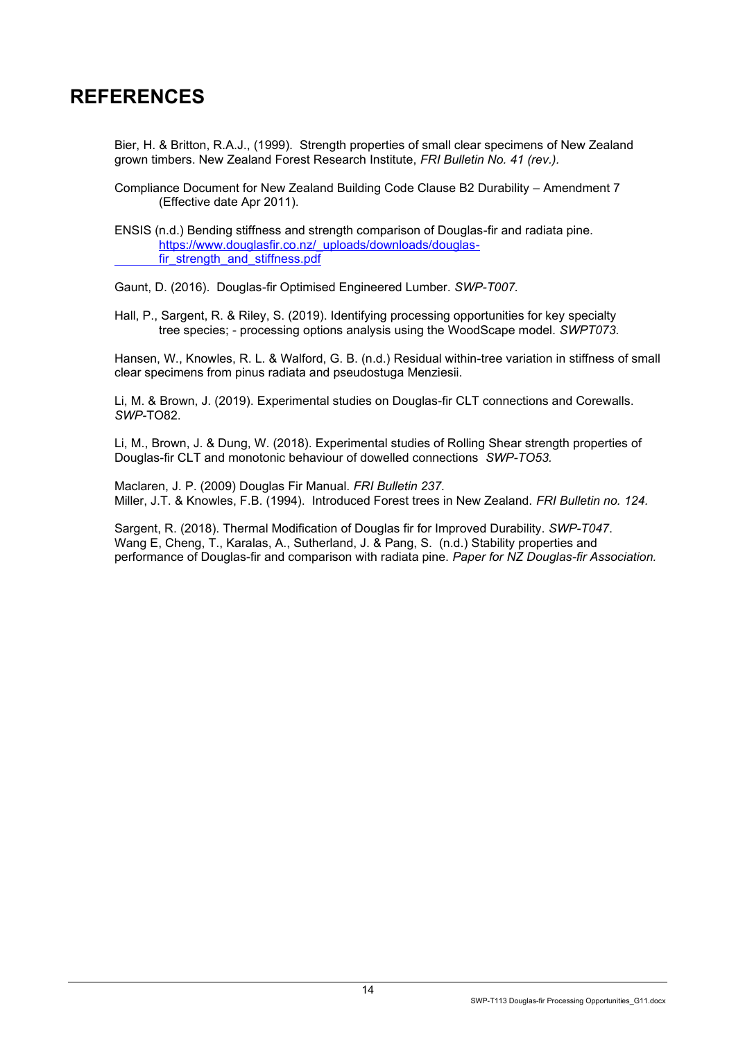# REFERENCES

Bier, H. & Britton, R.A.J., (1999). Strength properties of small clear specimens of New Zealand grown timbers. New Zealand Forest Research Institute, *FRI Bulletin No. 41 (rev.).*

Compliance Document for New Zealand Building Code Clause B2 Durability – Amendment 7 (Effective date Apr 2011).

ENSIS (n.d.) Bending stiffness and strength comparison of Douglas-fir and radiata pine. https://www.douglasfir.co.nz/_uploads/downloads/douglas-fir_strength_and_stiffness.pdf

Gaunt, D. (2016). Douglas-fir Optimised Engineered Lumber. *SWP-T007.*

Hall, P., Sargent, R. & Riley, S. (2019). Identifying processing opportunities for key specialty tree species; - processing options analysis using the WoodScape model. *SWPT073.*

Hansen, W., Knowles, R. L. & Walford, G. B. (n.d.) Residual within-tree variation in stiffness of small clear specimens from pinus radiata and pseudostuga Menziesii.

Li, M. & Brown, J. (2019). Experimental studies on Douglas-fir CLT connections and Corewalls. *SWP*-TO82.

Li, M., Brown, J. & Dung, W. (2018). Experimental studies of Rolling Shear strength properties of Douglas-fir CLT and monotonic behaviour of dowelled connections *SWP-TO53.*

Maclaren, J. P. (2009) Douglas Fir Manual. *FRI Bulletin 237.*
Miller, J.T. & Knowles, F.B. (1994). Introduced Forest trees in New Zealand. *FRI Bulletin no. 124.*

Sargent, R. (2018). Thermal Modification of Douglas fir for Improved Durability. *SWP-T047*.
Wang E, Cheng, T., Karalas, A., Sutherland, J. & Pang, S. (n.d.) Stability properties and performance of Douglas-fir and comparison with radiata pine. *Paper for NZ Douglas-fir Association.*